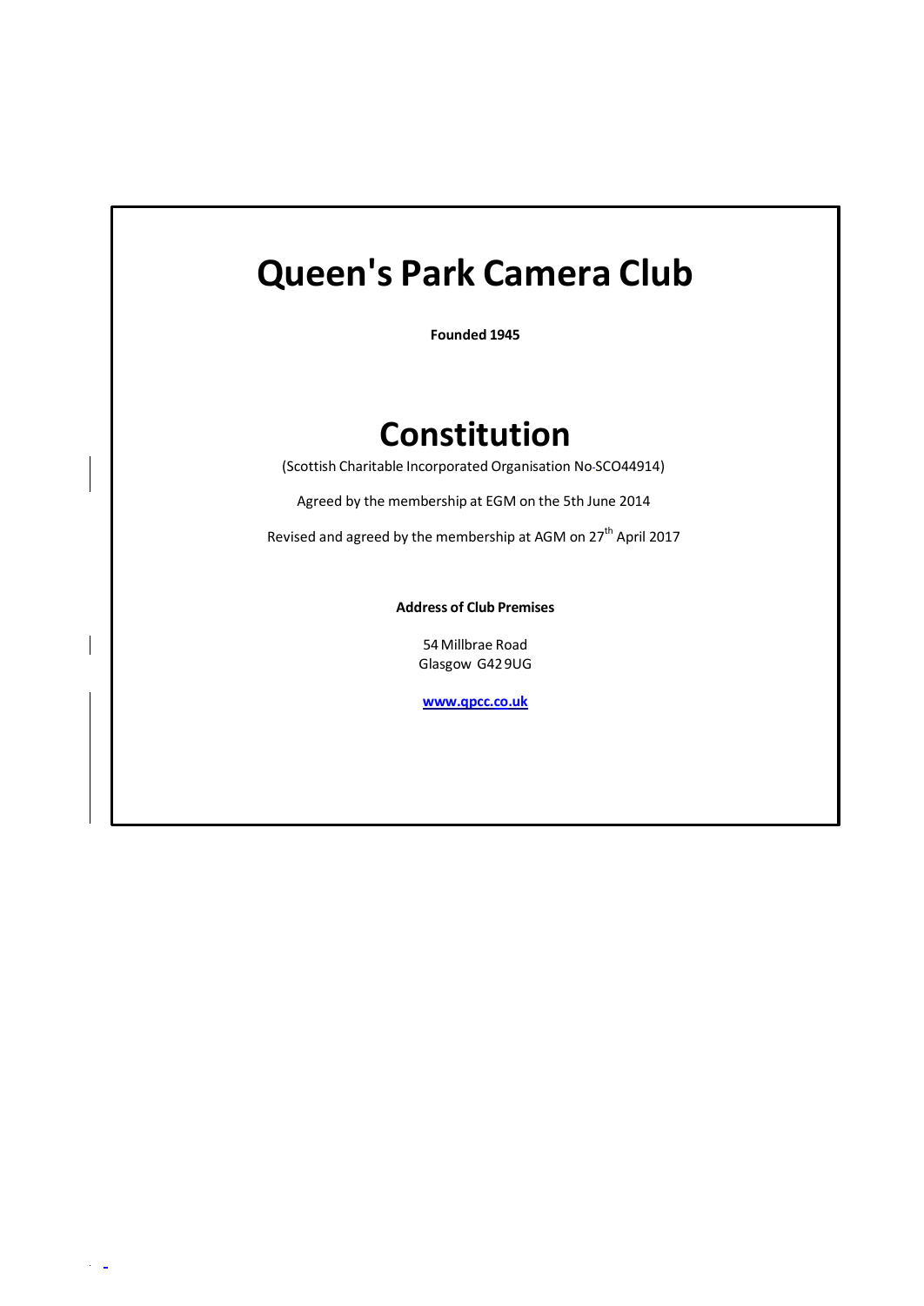# Queen's Park Camera Club

**Founded 1945**

# Constitution

(Scottish Charitable Incorporated Organisation No-SCO44914)

Agreed by the membership at EGM on the 5th June 2014

Revised and agreed by the membership at AGM on 27th April 2017

**Address of Club Premises**

54 Millbrae Road
Glasgow G42 9UG

**[www.qpcc.co.uk](http://www.qpcc.co.uk)**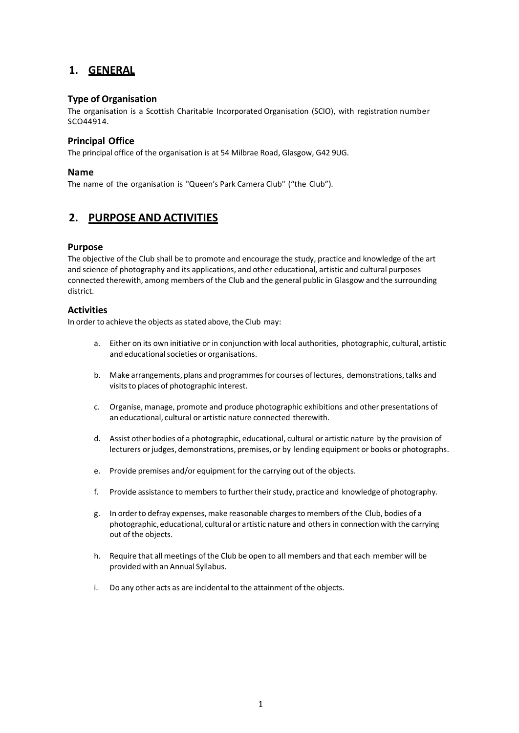## 1. GENERAL

### Type of Organisation

The organisation is a Scottish Charitable Incorporated Organisation (SCIO), with registration number SCO44914.

### Principal Office

The principal office of the organisation is at 54 Milbrae Road, Glasgow, G42 9UG.

### Name

The name of the organisation is "Queen's Park Camera Club" ("the Club").

## 2. PURPOSE AND ACTIVITIES

### Purpose

The objective of the Club shall be to promote and encourage the study, practice and knowledge of the art and science of photography and its applications, and other educational, artistic and cultural purposes connected therewith, among members of the Club and the general public in Glasgow and the surrounding district.

### Activities

In order to achieve the objects as stated above, the Club may:

a. Either on its own initiative or in conjunction with local authorities, photographic, cultural, artistic and educational societies or organisations.

b. Make arrangements, plans and programmes for courses of lectures, demonstrations, talks and visits to places of photographic interest.

c. Organise, manage, promote and produce photographic exhibitions and other presentations of an educational, cultural or artistic nature connected therewith.

d. Assist other bodies of a photographic, educational, cultural or artistic nature by the provision of lecturers or judges, demonstrations, premises, or by lending equipment or books or photographs.

e. Provide premises and/or equipment for the carrying out of the objects.

f. Provide assistance to members to further their study, practice and knowledge of photography.

g. In order to defray expenses, make reasonable charges to members of the Club, bodies of a photographic, educational, cultural or artistic nature and others in connection with the carrying out of the objects.

h. Require that all meetings of the Club be open to all members and that each member will be provided with an Annual Syllabus.

i. Do any other acts as are incidental to the attainment of the objects.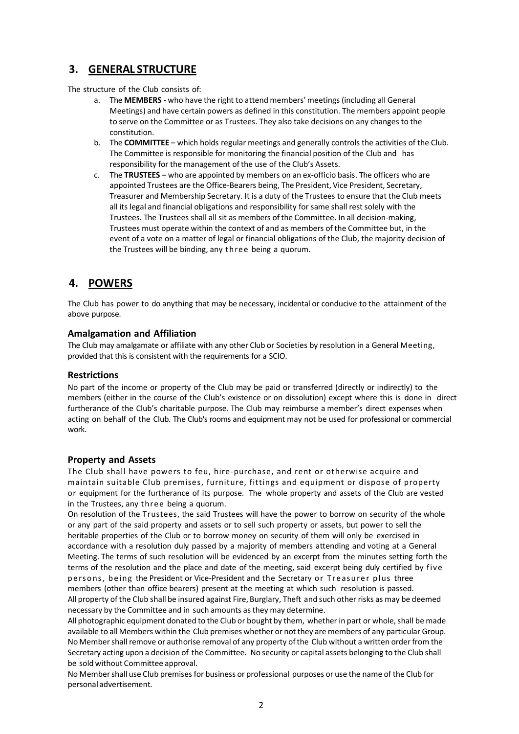## 3. GENERAL STRUCTURE

The structure of the Club consists of:

a. The **MEMBERS** - who have the right to attend members' meetings (including all General Meetings) and have certain powers as defined in this constitution. The members appoint people to serve on the Committee or as Trustees. They also take decisions on any changes to the constitution.
b. The **COMMITTEE** – which holds regular meetings and generally controls the activities of the Club. The Committee is responsible for monitoring the financial position of the Club and has responsibility for the management of the use of the Club's Assets.
c. The **TRUSTEES** – who are appointed by members on an ex-officio basis. The officers who are appointed Trustees are the Office-Bearers being, The President, Vice President, Secretary, Treasurer and Membership Secretary. It is a duty of the Trustees to ensure that the Club meets all its legal and financial obligations and responsibility for same shall rest solely with the Trustees. The Trustees shall all sit as members of the Committee. In all decision-making, Trustees must operate within the context of and as members of the Committee but, in the event of a vote on a matter of legal or financial obligations of the Club, the majority decision of the Trustees will be binding, any three being a quorum.

## 4. POWERS

The Club has power to do anything that may be necessary, incidental or conducive to the attainment of the above purpose.

### Amalgamation and Affiliation

The Club may amalgamate or affiliate with any other Club or Societies by resolution in a General Meeting, provided that this is consistent with the requirements for a SCIO.

### Restrictions

No part of the income or property of the Club may be paid or transferred (directly or indirectly) to the members (either in the course of the Club's existence or on dissolution) except where this is done in direct furtherance of the Club's charitable purpose. The Club may reimburse a member's direct expenses when acting on behalf of the Club. The Club's rooms and equipment may not be used for professional or commercial work.

### Property and Assets

The Club shall have powers to feu, hire-purchase, and rent or otherwise acquire and maintain suitable Club premises, furniture, fittings and equipment or dispose of property or equipment for the furtherance of its purpose. The whole property and assets of the Club are vested in the Trustees, any three being a quorum.

On resolution of the Trustees, the said Trustees will have the power to borrow on security of the whole or any part of the said property and assets or to sell such property or assets, but power to sell the heritable properties of the Club or to borrow money on security of them will only be exercised in accordance with a resolution duly passed by a majority of members attending and voting at a General Meeting. The terms of such resolution will be evidenced by an excerpt from the minutes setting forth the terms of the resolution and the place and date of the meeting, said excerpt being duly certified by five persons, being the President or Vice-President and the Secretary or Treasurer plus three members (other than office bearers) present at the meeting at which such resolution is passed.

All property of the Club shall be insured against Fire, Burglary, Theft and such other risks as may be deemed necessary by the Committee and in such amounts as they may determine.

All photographic equipment donated to the Club or bought by them, whether in part or whole, shall be made available to all Members within the Club premises whether or not they are members of any particular Group. No Member shall remove or authorise removal of any property of the Club without a written order from the Secretary acting upon a decision of the Committee. No security or capital assets belonging to the Club shall be sold without Committee approval.

No Member shall use Club premises for business or professional purposes or use the name of the Club for personal advertisement.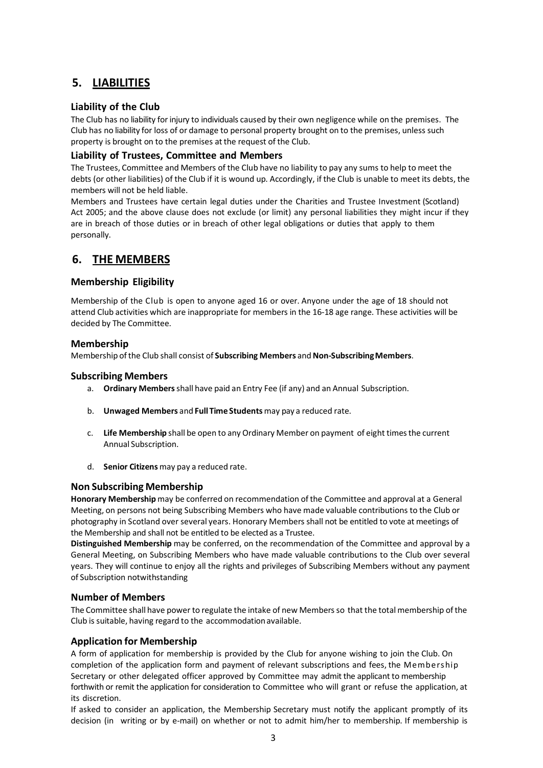## 5. LIABILITIES

### Liability of the Club

The Club has no liability for injury to individuals caused by their own negligence while on the premises. The Club has no liability for loss of or damage to personal property brought on to the premises, unless such property is brought on to the premises at the request of the Club.

### Liability of Trustees, Committee and Members

The Trustees, Committee and Members of the Club have no liability to pay any sums to help to meet the debts (or other liabilities) of the Club if it is wound up. Accordingly, if the Club is unable to meet its debts, the members will not be held liable.

Members and Trustees have certain legal duties under the Charities and Trustee Investment (Scotland) Act 2005; and the above clause does not exclude (or limit) any personal liabilities they might incur if they are in breach of those duties or in breach of other legal obligations or duties that apply to them personally.

## 6. THE MEMBERS

### Membership Eligibility

Membership of the Club is open to anyone aged 16 or over. Anyone under the age of 18 should not attend Club activities which are inappropriate for members in the 16-18 age range. These activities will be decided by The Committee.

### Membership

Membership of the Club shall consist of **Subscribing Members** and **Non-Subscribing Members**.

### Subscribing Members

a. **Ordinary Members** shall have paid an Entry Fee (if any) and an Annual Subscription.

b. **Unwaged Members** and **Full Time Students** may pay a reduced rate.

c. **Life Membership** shall be open to any Ordinary Member on payment of eight times the current Annual Subscription.

d. **Senior Citizens** may pay a reduced rate.

### Non Subscribing Membership

**Honorary Membership** may be conferred on recommendation of the Committee and approval at a General Meeting, on persons not being Subscribing Members who have made valuable contributions to the Club or photography in Scotland over several years. Honorary Members shall not be entitled to vote at meetings of the Membership and shall not be entitled to be elected as a Trustee.

**Distinguished Membership** may be conferred, on the recommendation of the Committee and approval by a General Meeting, on Subscribing Members who have made valuable contributions to the Club over several years. They will continue to enjoy all the rights and privileges of Subscribing Members without any payment of Subscription notwithstanding

### Number of Members

The Committee shall have power to regulate the intake of new Members so that the total membership of the Club is suitable, having regard to the accommodation available.

### Application for Membership

A form of application for membership is provided by the Club for anyone wishing to join the Club. On completion of the application form and payment of relevant subscriptions and fees, the Membership Secretary or other delegated officer approved by Committee may admit the applicant to membership forthwith or remit the application for consideration to Committee who will grant or refuse the application, at its discretion.

If asked to consider an application, the Membership Secretary must notify the applicant promptly of its decision (in writing or by e-mail) on whether or not to admit him/her to membership. If membership is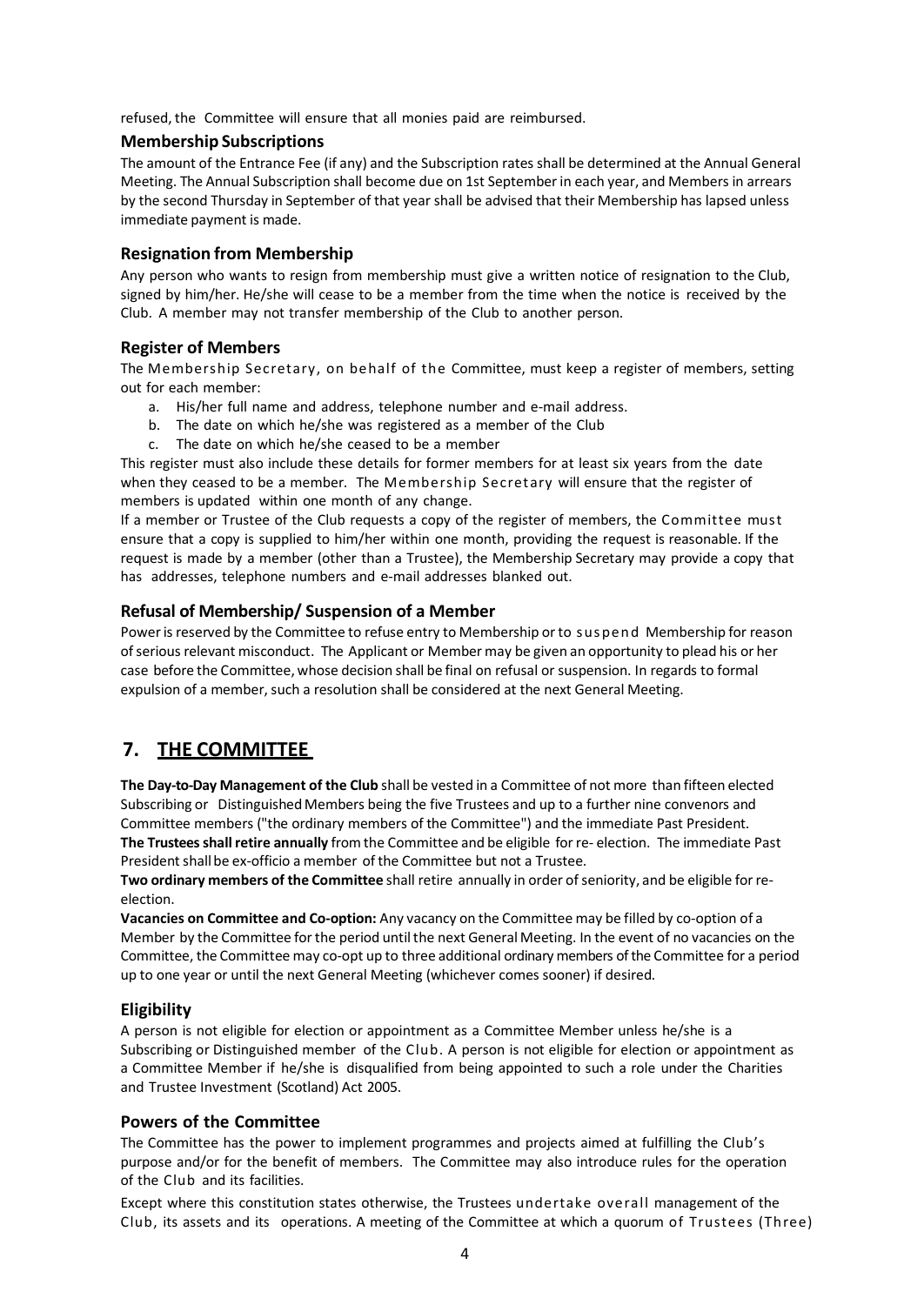refused, the Committee will ensure that all monies paid are reimbursed.

### Membership Subscriptions

The amount of the Entrance Fee (if any) and the Subscription rates shall be determined at the Annual General Meeting. The Annual Subscription shall become due on 1st September in each year, and Members in arrears by the second Thursday in September of that year shall be advised that their Membership has lapsed unless immediate payment is made.

### Resignation from Membership

Any person who wants to resign from membership must give a written notice of resignation to the Club, signed by him/her. He/she will cease to be a member from the time when the notice is received by the Club. A member may not transfer membership of the Club to another person.

### Register of Members

The Membership Secretary, on behalf of the Committee, must keep a register of members, setting out for each member:

a. His/her full name and address, telephone number and e-mail address.
b. The date on which he/she was registered as a member of the Club
c. The date on which he/she ceased to be a member

This register must also include these details for former members for at least six years from the date when they ceased to be a member. The Membership Secretary will ensure that the register of members is updated within one month of any change.

If a member or Trustee of the Club requests a copy of the register of members, the Committee must ensure that a copy is supplied to him/her within one month, providing the request is reasonable. If the request is made by a member (other than a Trustee), the Membership Secretary may provide a copy that has addresses, telephone numbers and e-mail addresses blanked out.

### Refusal of Membership/ Suspension of a Member

Power is reserved by the Committee to refuse entry to Membership or to suspend Membership for reason of serious relevant misconduct. The Applicant or Member may be given an opportunity to plead his or her case before the Committee, whose decision shall be final on refusal or suspension. In regards to formal expulsion of a member, such a resolution shall be considered at the next General Meeting.

## 7. THE COMMITTEE

**The Day-to-Day Management of the Club** shall be vested in a Committee of not more than fifteen elected Subscribing or Distinguished Members being the five Trustees and up to a further nine convenors and Committee members ("the ordinary members of the Committee") and the immediate Past President.

**The Trustees shall retire annually** from the Committee and be eligible for re- election. The immediate Past President shall be ex-officio a member of the Committee but not a Trustee.

**Two ordinary members of the Committee** shall retire annually in order of seniority, and be eligible for re-election.

**Vacancies on Committee and Co-option:** Any vacancy on the Committee may be filled by co-option of a Member by the Committee for the period until the next General Meeting. In the event of no vacancies on the Committee, the Committee may co-opt up to three additional ordinary members of the Committee for a period up to one year or until the next General Meeting (whichever comes sooner) if desired.

### Eligibility

A person is not eligible for election or appointment as a Committee Member unless he/she is a Subscribing or Distinguished member of the Club. A person is not eligible for election or appointment as a Committee Member if he/she is disqualified from being appointed to such a role under the Charities and Trustee Investment (Scotland) Act 2005.

### Powers of the Committee

The Committee has the power to implement programmes and projects aimed at fulfilling the Club's purpose and/or for the benefit of members. The Committee may also introduce rules for the operation of the Club and its facilities.

Except where this constitution states otherwise, the Trustees undertake overall management of the Club, its assets and its operations. A meeting of the Committee at which a quorum of Trustees (Three)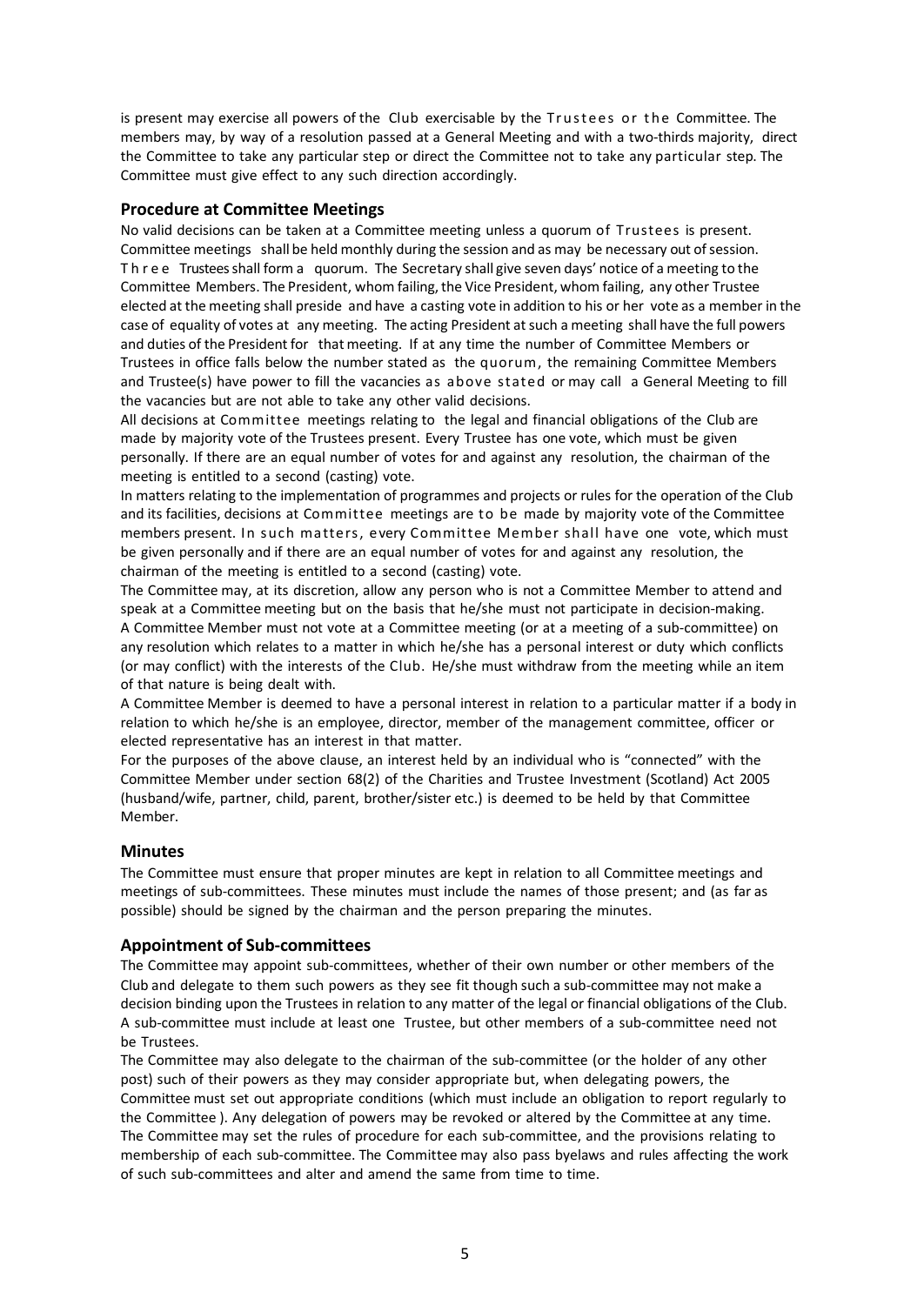is present may exercise all powers of the Club exercisable by the Trustees or the Committee. The members may, by way of a resolution passed at a General Meeting and with a two-thirds majority, direct the Committee to take any particular step or direct the Committee not to take any particular step. The Committee must give effect to any such direction accordingly.

### Procedure at Committee Meetings

No valid decisions can be taken at a Committee meeting unless a quorum of Trustees is present. Committee meetings shall be held monthly during the session and as may be necessary out of session. Three Trustees shall form a quorum. The Secretary shall give seven days' notice of a meeting to the Committee Members. The President, whom failing, the Vice President, whom failing, any other Trustee elected at the meeting shall preside and have a casting vote in addition to his or her vote as a member in the case of equality of votes at any meeting. The acting President at such a meeting shall have the full powers and duties of the President for that meeting. If at any time the number of Committee Members or Trustees in office falls below the number stated as the quorum, the remaining Committee Members and Trustee(s) have power to fill the vacancies as above stated or may call a General Meeting to fill the vacancies but are not able to take any other valid decisions.

All decisions at Committee meetings relating to the legal and financial obligations of the Club are made by majority vote of the Trustees present. Every Trustee has one vote, which must be given personally. If there are an equal number of votes for and against any resolution, the chairman of the meeting is entitled to a second (casting) vote.

In matters relating to the implementation of programmes and projects or rules for the operation of the Club and its facilities, decisions at Committee meetings are to be made by majority vote of the Committee members present. In such matters, every Committee Member shall have one vote, which must be given personally and if there are an equal number of votes for and against any resolution, the chairman of the meeting is entitled to a second (casting) vote.

The Committee may, at its discretion, allow any person who is not a Committee Member to attend and speak at a Committee meeting but on the basis that he/she must not participate in decision-making.

A Committee Member must not vote at a Committee meeting (or at a meeting of a sub-committee) on any resolution which relates to a matter in which he/she has a personal interest or duty which conflicts (or may conflict) with the interests of the Club. He/she must withdraw from the meeting while an item of that nature is being dealt with.

A Committee Member is deemed to have a personal interest in relation to a particular matter if a body in relation to which he/she is an employee, director, member of the management committee, officer or elected representative has an interest in that matter.

For the purposes of the above clause, an interest held by an individual who is "connected" with the Committee Member under section 68(2) of the Charities and Trustee Investment (Scotland) Act 2005 (husband/wife, partner, child, parent, brother/sister etc.) is deemed to be held by that Committee Member.

### Minutes

The Committee must ensure that proper minutes are kept in relation to all Committee meetings and meetings of sub-committees. These minutes must include the names of those present; and (as far as possible) should be signed by the chairman and the person preparing the minutes.

### Appointment of Sub-committees

The Committee may appoint sub-committees, whether of their own number or other members of the Club and delegate to them such powers as they see fit though such a sub-committee may not make a decision binding upon the Trustees in relation to any matter of the legal or financial obligations of the Club. A sub-committee must include at least one Trustee, but other members of a sub-committee need not be Trustees.

The Committee may also delegate to the chairman of the sub-committee (or the holder of any other post) such of their powers as they may consider appropriate but, when delegating powers, the Committee must set out appropriate conditions (which must include an obligation to report regularly to the Committee ). Any delegation of powers may be revoked or altered by the Committee at any time. The Committee may set the rules of procedure for each sub-committee, and the provisions relating to membership of each sub-committee. The Committee may also pass byelaws and rules affecting the work of such sub-committees and alter and amend the same from time to time.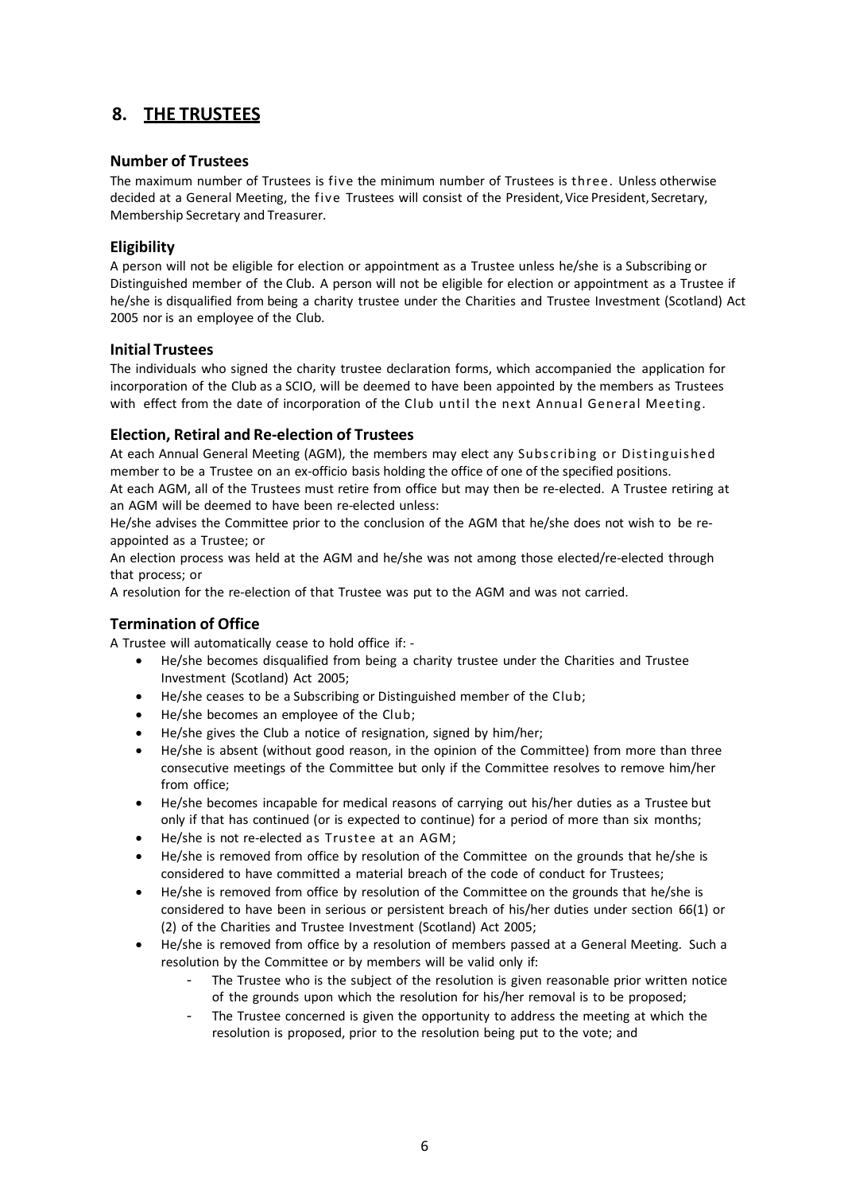## 8. THE TRUSTEES

### Number of Trustees

The maximum number of Trustees is five the minimum number of Trustees is three. Unless otherwise decided at a General Meeting, the five Trustees will consist of the President, Vice President, Secretary, Membership Secretary and Treasurer.

### Eligibility

A person will not be eligible for election or appointment as a Trustee unless he/she is a Subscribing or Distinguished member of the Club. A person will not be eligible for election or appointment as a Trustee if he/she is disqualified from being a charity trustee under the Charities and Trustee Investment (Scotland) Act 2005 nor is an employee of the Club.

### Initial Trustees

The individuals who signed the charity trustee declaration forms, which accompanied the application for incorporation of the Club as a SCIO, will be deemed to have been appointed by the members as Trustees with effect from the date of incorporation of the Club until the next Annual General Meeting.

### Election, Retiral and Re-election of Trustees

At each Annual General Meeting (AGM), the members may elect any Subscribing or Distinguished member to be a Trustee on an ex-officio basis holding the office of one of the specified positions.
At each AGM, all of the Trustees must retire from office but may then be re-elected. A Trustee retiring at an AGM will be deemed to have been re-elected unless:
He/she advises the Committee prior to the conclusion of the AGM that he/she does not wish to be re-appointed as a Trustee; or
An election process was held at the AGM and he/she was not among those elected/re-elected through that process; or
A resolution for the re-election of that Trustee was put to the AGM and was not carried.

### Termination of Office

A Trustee will automatically cease to hold office if: -

- He/she becomes disqualified from being a charity trustee under the Charities and Trustee Investment (Scotland) Act 2005;
- He/she ceases to be a Subscribing or Distinguished member of the Club;
- He/she becomes an employee of the Club;
- He/she gives the Club a notice of resignation, signed by him/her;
- He/she is absent (without good reason, in the opinion of the Committee) from more than three consecutive meetings of the Committee but only if the Committee resolves to remove him/her from office;
- He/she becomes incapable for medical reasons of carrying out his/her duties as a Trustee but only if that has continued (or is expected to continue) for a period of more than six months;
- He/she is not re-elected as Trustee at an AGM;
- He/she is removed from office by resolution of the Committee on the grounds that he/she is considered to have committed a material breach of the code of conduct for Trustees;
- He/she is removed from office by resolution of the Committee on the grounds that he/she is considered to have been in serious or persistent breach of his/her duties under section 66(1) or (2) of the Charities and Trustee Investment (Scotland) Act 2005;
- He/she is removed from office by a resolution of members passed at a General Meeting. Such a resolution by the Committee or by members will be valid only if:
    - The Trustee who is the subject of the resolution is given reasonable prior written notice of the grounds upon which the resolution for his/her removal is to be proposed;
    - The Trustee concerned is given the opportunity to address the meeting at which the resolution is proposed, prior to the resolution being put to the vote; and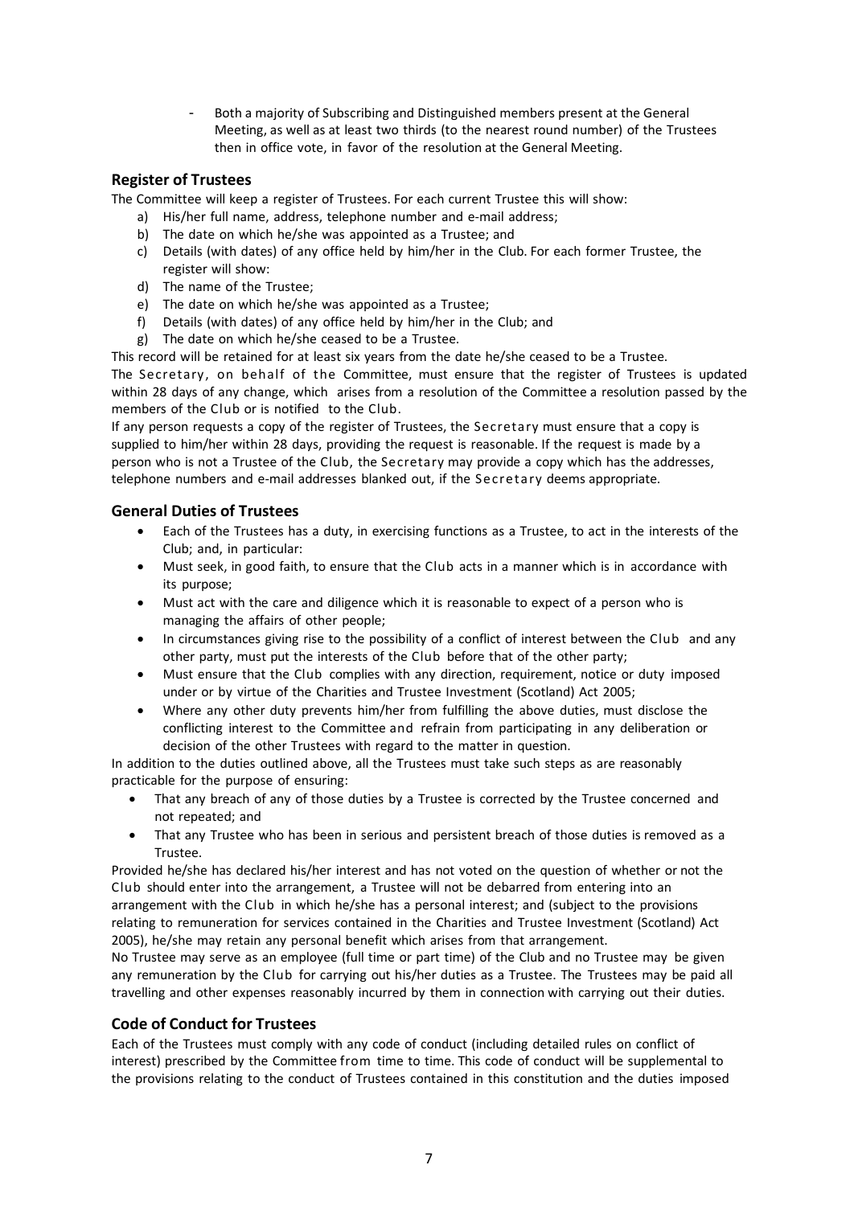- Both a majority of Subscribing and Distinguished members present at the General Meeting, as well as at least two thirds (to the nearest round number) of the Trustees then in office vote, in favor of the resolution at the General Meeting.

## Register of Trustees

The Committee will keep a register of Trustees. For each current Trustee this will show:

a) His/her full name, address, telephone number and e-mail address;
b) The date on which he/she was appointed as a Trustee; and
c) Details (with dates) of any office held by him/her in the Club. For each former Trustee, the register will show:
d) The name of the Trustee;
e) The date on which he/she was appointed as a Trustee;
f) Details (with dates) of any office held by him/her in the Club; and
g) The date on which he/she ceased to be a Trustee.

This record will be retained for at least six years from the date he/she ceased to be a Trustee.

The Secretary, on behalf of the Committee, must ensure that the register of Trustees is updated within 28 days of any change, which arises from a resolution of the Committee a resolution passed by the members of the Club or is notified to the Club.

If any person requests a copy of the register of Trustees, the Secretary must ensure that a copy is supplied to him/her within 28 days, providing the request is reasonable. If the request is made by a person who is not a Trustee of the Club, the Secretary may provide a copy which has the addresses, telephone numbers and e-mail addresses blanked out, if the Secretary deems appropriate.

## General Duties of Trustees

- Each of the Trustees has a duty, in exercising functions as a Trustee, to act in the interests of the Club; and, in particular:
- Must seek, in good faith, to ensure that the Club acts in a manner which is in accordance with its purpose;
- Must act with the care and diligence which it is reasonable to expect of a person who is managing the affairs of other people;
- In circumstances giving rise to the possibility of a conflict of interest between the Club and any other party, must put the interests of the Club before that of the other party;
- Must ensure that the Club complies with any direction, requirement, notice or duty imposed under or by virtue of the Charities and Trustee Investment (Scotland) Act 2005;
- Where any other duty prevents him/her from fulfilling the above duties, must disclose the conflicting interest to the Committee and refrain from participating in any deliberation or decision of the other Trustees with regard to the matter in question.

In addition to the duties outlined above, all the Trustees must take such steps as are reasonably practicable for the purpose of ensuring:

- That any breach of any of those duties by a Trustee is corrected by the Trustee concerned and not repeated; and
- That any Trustee who has been in serious and persistent breach of those duties is removed as a Trustee.

Provided he/she has declared his/her interest and has not voted on the question of whether or not the Club should enter into the arrangement, a Trustee will not be debarred from entering into an arrangement with the Club in which he/she has a personal interest; and (subject to the provisions relating to remuneration for services contained in the Charities and Trustee Investment (Scotland) Act 2005), he/she may retain any personal benefit which arises from that arrangement.

No Trustee may serve as an employee (full time or part time) of the Club and no Trustee may be given any remuneration by the Club for carrying out his/her duties as a Trustee. The Trustees may be paid all travelling and other expenses reasonably incurred by them in connection with carrying out their duties.

## Code of Conduct for Trustees

Each of the Trustees must comply with any code of conduct (including detailed rules on conflict of interest) prescribed by the Committee from time to time. This code of conduct will be supplemental to the provisions relating to the conduct of Trustees contained in this constitution and the duties imposed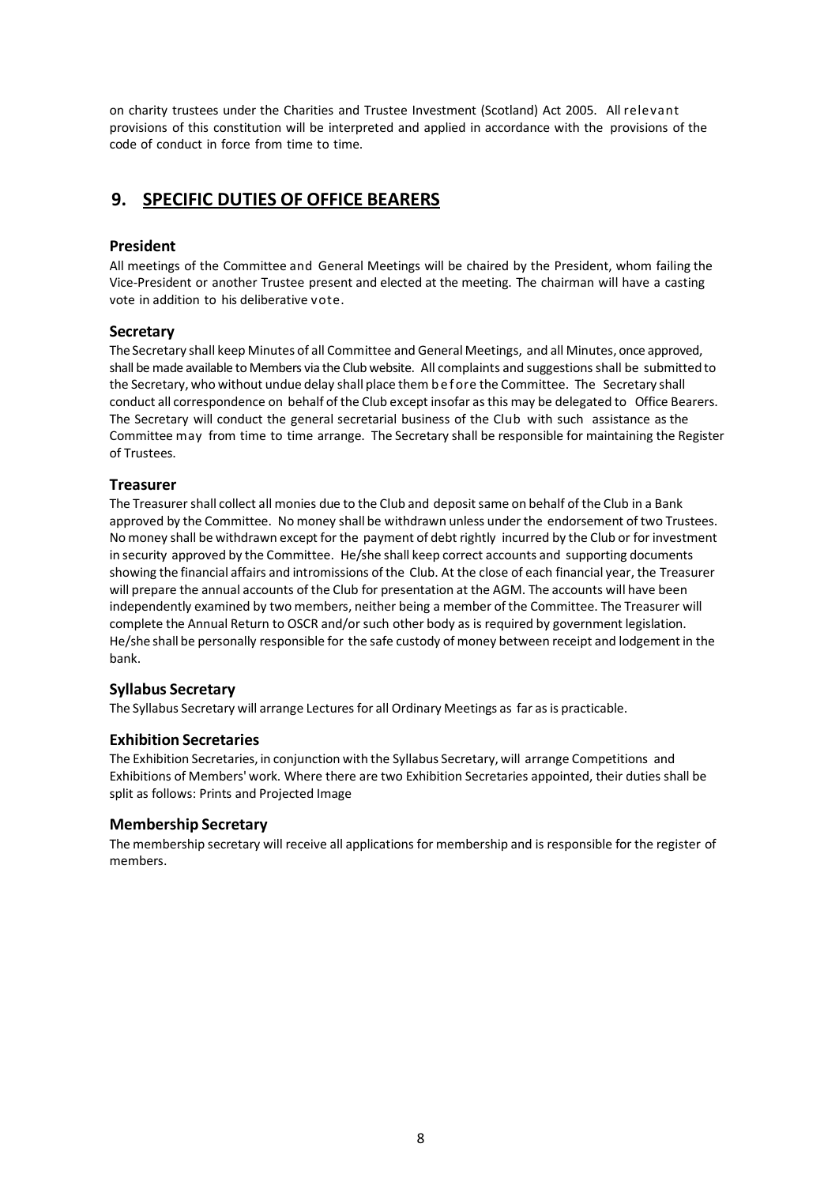on charity trustees under the Charities and Trustee Investment (Scotland) Act 2005. All relevant provisions of this constitution will be interpreted and applied in accordance with the provisions of the code of conduct in force from time to time.

## 9. SPECIFIC DUTIES OF OFFICE BEARERS

### President

All meetings of the Committee and General Meetings will be chaired by the President, whom failing the Vice-President or another Trustee present and elected at the meeting. The chairman will have a casting vote in addition to his deliberative vote.

### Secretary

The Secretary shall keep Minutes of all Committee and General Meetings, and all Minutes, once approved, shall be made available to Members via the Club website. All complaints and suggestions shall be submitted to the Secretary, who without undue delay shall place them before the Committee. The Secretary shall conduct all correspondence on behalf of the Club except insofar as this may be delegated to Office Bearers. The Secretary will conduct the general secretarial business of the Club with such assistance as the Committee may from time to time arrange. The Secretary shall be responsible for maintaining the Register of Trustees.

### Treasurer

The Treasurer shall collect all monies due to the Club and deposit same on behalf of the Club in a Bank approved by the Committee. No money shall be withdrawn unless under the endorsement of two Trustees. No money shall be withdrawn except for the payment of debt rightly incurred by the Club or for investment in security approved by the Committee. He/she shall keep correct accounts and supporting documents showing the financial affairs and intromissions of the Club. At the close of each financial year, the Treasurer will prepare the annual accounts of the Club for presentation at the AGM. The accounts will have been independently examined by two members, neither being a member of the Committee. The Treasurer will complete the Annual Return to OSCR and/or such other body as is required by government legislation. He/she shall be personally responsible for the safe custody of money between receipt and lodgement in the bank.

### Syllabus Secretary

The Syllabus Secretary will arrange Lectures for all Ordinary Meetings as far as is practicable.

### Exhibition Secretaries

The Exhibition Secretaries, in conjunction with the Syllabus Secretary, will arrange Competitions and Exhibitions of Members' work. Where there are two Exhibition Secretaries appointed, their duties shall be split as follows: Prints and Projected Image

### Membership Secretary

The membership secretary will receive all applications for membership and is responsible for the register of members.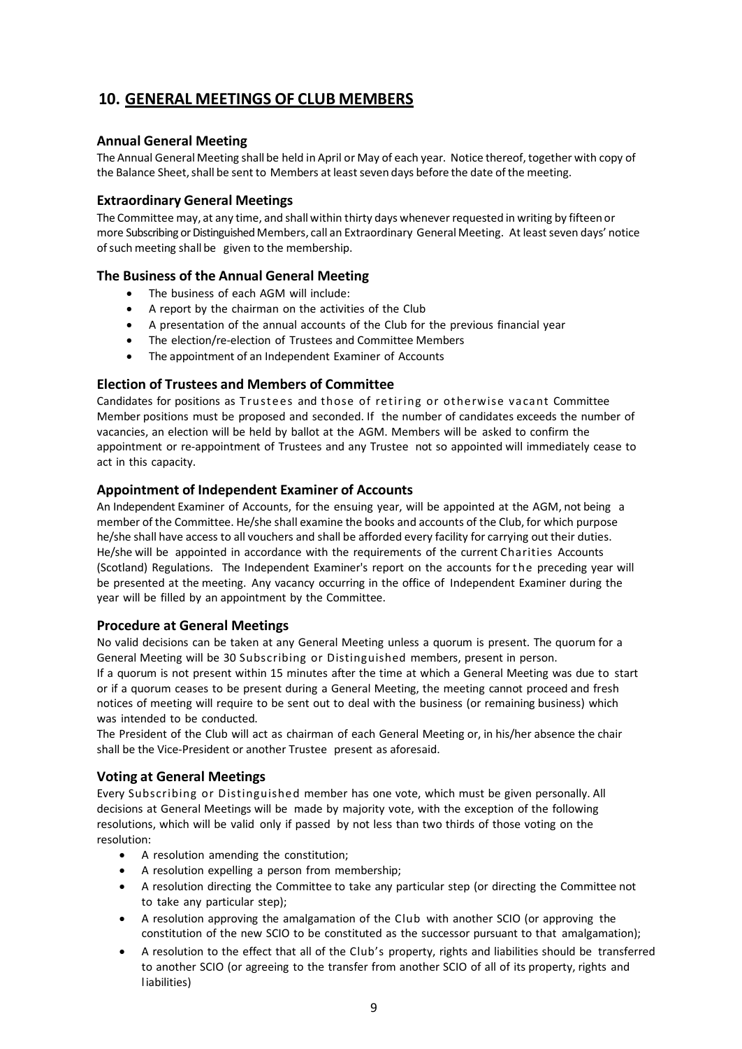## 10. GENERAL MEETINGS OF CLUB MEMBERS

### Annual General Meeting

The Annual General Meeting shall be held in April or May of each year. Notice thereof, together with copy of the Balance Sheet, shall be sent to Members at least seven days before the date of the meeting.

### Extraordinary General Meetings

The Committee may, at any time, and shall within thirty days whenever requested in writing by fifteen or more Subscribing or Distinguished Members, call an Extraordinary General Meeting. At least seven days' notice of such meeting shall be given to the membership.

### The Business of the Annual General Meeting

- The business of each AGM will include:
- A report by the chairman on the activities of the Club
- A presentation of the annual accounts of the Club for the previous financial year
- The election/re-election of Trustees and Committee Members
- The appointment of an Independent Examiner of Accounts

### Election of Trustees and Members of Committee

Candidates for positions as Trustees and those of retiring or otherwise vacant Committee Member positions must be proposed and seconded. If the number of candidates exceeds the number of vacancies, an election will be held by ballot at the AGM. Members will be asked to confirm the appointment or re-appointment of Trustees and any Trustee not so appointed will immediately cease to act in this capacity.

### Appointment of Independent Examiner of Accounts

An Independent Examiner of Accounts, for the ensuing year, will be appointed at the AGM, not being a member of the Committee. He/she shall examine the books and accounts of the Club, for which purpose he/she shall have access to all vouchers and shall be afforded every facility for carrying out their duties. He/she will be appointed in accordance with the requirements of the current Charities Accounts (Scotland) Regulations. The Independent Examiner's report on the accounts for the preceding year will be presented at the meeting. Any vacancy occurring in the office of Independent Examiner during the year will be filled by an appointment by the Committee.

### Procedure at General Meetings

No valid decisions can be taken at any General Meeting unless a quorum is present. The quorum for a General Meeting will be 30 Subscribing or Distinguished members, present in person.

If a quorum is not present within 15 minutes after the time at which a General Meeting was due to start or if a quorum ceases to be present during a General Meeting, the meeting cannot proceed and fresh notices of meeting will require to be sent out to deal with the business (or remaining business) which was intended to be conducted.

The President of the Club will act as chairman of each General Meeting or, in his/her absence the chair shall be the Vice-President or another Trustee present as aforesaid.

### Voting at General Meetings

Every Subscribing or Distinguished member has one vote, which must be given personally. All decisions at General Meetings will be made by majority vote, with the exception of the following resolutions, which will be valid only if passed by not less than two thirds of those voting on the resolution:

- A resolution amending the constitution;
- A resolution expelling a person from membership;
- A resolution directing the Committee to take any particular step (or directing the Committee not to take any particular step);
- A resolution approving the amalgamation of the Club with another SCIO (or approving the constitution of the new SCIO to be constituted as the successor pursuant to that amalgamation);
- A resolution to the effect that all of the Club's property, rights and liabilities should be transferred to another SCIO (or agreeing to the transfer from another SCIO of all of its property, rights and liabilities)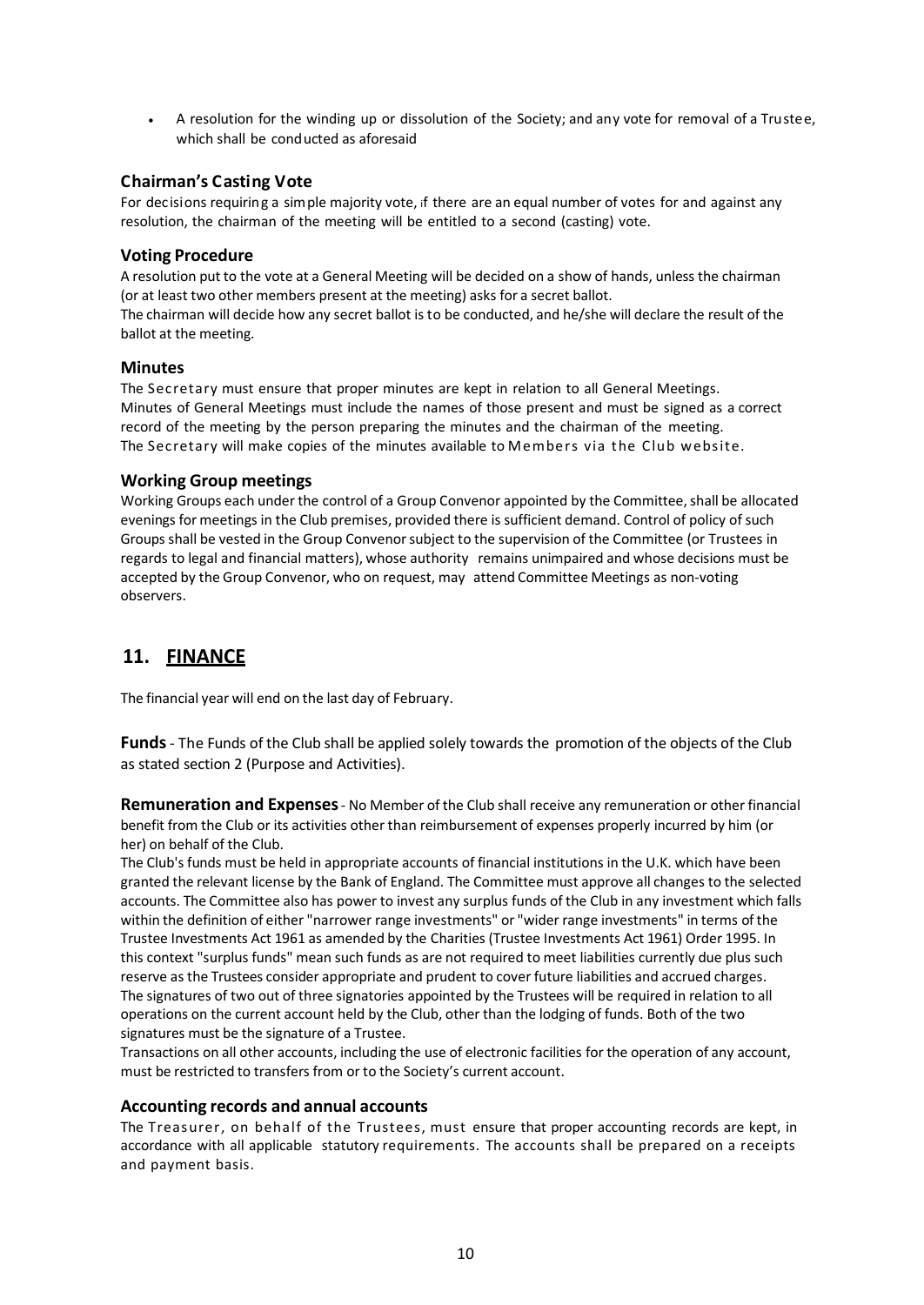- A resolution for the winding up or dissolution of the Society; and any vote for removal of a Trustee, which shall be conducted as aforesaid

### Chairman's Casting Vote

For decisions requiring a simple majority vote, if there are an equal number of votes for and against any resolution, the chairman of the meeting will be entitled to a second (casting) vote.

### Voting Procedure

A resolution put to the vote at a General Meeting will be decided on a show of hands, unless the chairman (or at least two other members present at the meeting) asks for a secret ballot.
The chairman will decide how any secret ballot is to be conducted, and he/she will declare the result of the ballot at the meeting.

### Minutes

The Secretary must ensure that proper minutes are kept in relation to all General Meetings.
Minutes of General Meetings must include the names of those present and must be signed as a correct record of the meeting by the person preparing the minutes and the chairman of the meeting.
The Secretary will make copies of the minutes available to Members via the Club website.

### Working Group meetings

Working Groups each under the control of a Group Convenor appointed by the Committee, shall be allocated evenings for meetings in the Club premises, provided there is sufficient demand. Control of policy of such Groups shall be vested in the Group Convenor subject to the supervision of the Committee (or Trustees in regards to legal and financial matters), whose authority remains unimpaired and whose decisions must be accepted by the Group Convenor, who on request, may attend Committee Meetings as non-voting observers.

## 11. FINANCE

The financial year will end on the last day of February.

**Funds** - The Funds of the Club shall be applied solely towards the promotion of the objects of the Club as stated section 2 (Purpose and Activities).

**Remuneration and Expenses** - No Member of the Club shall receive any remuneration or other financial benefit from the Club or its activities other than reimbursement of expenses properly incurred by him (or her) on behalf of the Club.
The Club's funds must be held in appropriate accounts of financial institutions in the U.K. which have been granted the relevant license by the Bank of England. The Committee must approve all changes to the selected accounts. The Committee also has power to invest any surplus funds of the Club in any investment which falls within the definition of either "narrower range investments" or "wider range investments" in terms of the Trustee Investments Act 1961 as amended by the Charities (Trustee Investments Act 1961) Order 1995. In this context "surplus funds" mean such funds as are not required to meet liabilities currently due plus such reserve as the Trustees consider appropriate and prudent to cover future liabilities and accrued charges.
The signatures of two out of three signatories appointed by the Trustees will be required in relation to all operations on the current account held by the Club, other than the lodging of funds. Both of the two signatures must be the signature of a Trustee.
Transactions on all other accounts, including the use of electronic facilities for the operation of any account, must be restricted to transfers from or to the Society's current account.

### Accounting records and annual accounts

The Treasurer, on behalf of the Trustees, must ensure that proper accounting records are kept, in accordance with all applicable statutory requirements. The accounts shall be prepared on a receipts and payment basis.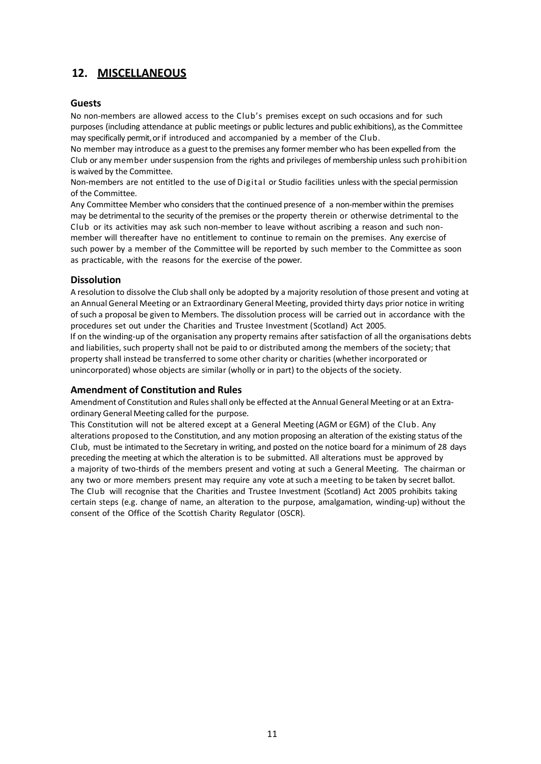## 12. MISCELLANEOUS

### Guests

No non-members are allowed access to the Club's premises except on such occasions and for such purposes (including attendance at public meetings or public lectures and public exhibitions), as the Committee may specifically permit, or if introduced and accompanied by a member of the Club.

No member may introduce as a guest to the premises any former member who has been expelled from the Club or any member under suspension from the rights and privileges of membership unless such prohibition is waived by the Committee.

Non-members are not entitled to the use of Digital or Studio facilities unless with the special permission of the Committee.

Any Committee Member who considers that the continued presence of a non-member within the premises may be detrimental to the security of the premises or the property therein or otherwise detrimental to the Club or its activities may ask such non-member to leave without ascribing a reason and such non-member will thereafter have no entitlement to continue to remain on the premises. Any exercise of such power by a member of the Committee will be reported by such member to the Committee as soon as practicable, with the reasons for the exercise of the power.

### Dissolution

A resolution to dissolve the Club shall only be adopted by a majority resolution of those present and voting at an Annual General Meeting or an Extraordinary General Meeting, provided thirty days prior notice in writing of such a proposal be given to Members. The dissolution process will be carried out in accordance with the procedures set out under the Charities and Trustee Investment (Scotland) Act 2005.

If on the winding-up of the organisation any property remains after satisfaction of all the organisations debts and liabilities, such property shall not be paid to or distributed among the members of the society; that property shall instead be transferred to some other charity or charities (whether incorporated or unincorporated) whose objects are similar (wholly or in part) to the objects of the society.

### Amendment of Constitution and Rules

Amendment of Constitution and Rules shall only be effected at the Annual General Meeting or at an Extra-ordinary General Meeting called for the purpose.

This Constitution will not be altered except at a General Meeting (AGM or EGM) of the Club. Any alterations proposed to the Constitution, and any motion proposing an alteration of the existing status of the Club, must be intimated to the Secretary in writing, and posted on the notice board for a minimum of 28 days preceding the meeting at which the alteration is to be submitted. All alterations must be approved by a majority of two-thirds of the members present and voting at such a General Meeting. The chairman or any two or more members present may require any vote at such a meeting to be taken by secret ballot.

The Club will recognise that the Charities and Trustee Investment (Scotland) Act 2005 prohibits taking certain steps (e.g. change of name, an alteration to the purpose, amalgamation, winding-up) without the consent of the Office of the Scottish Charity Regulator (OSCR).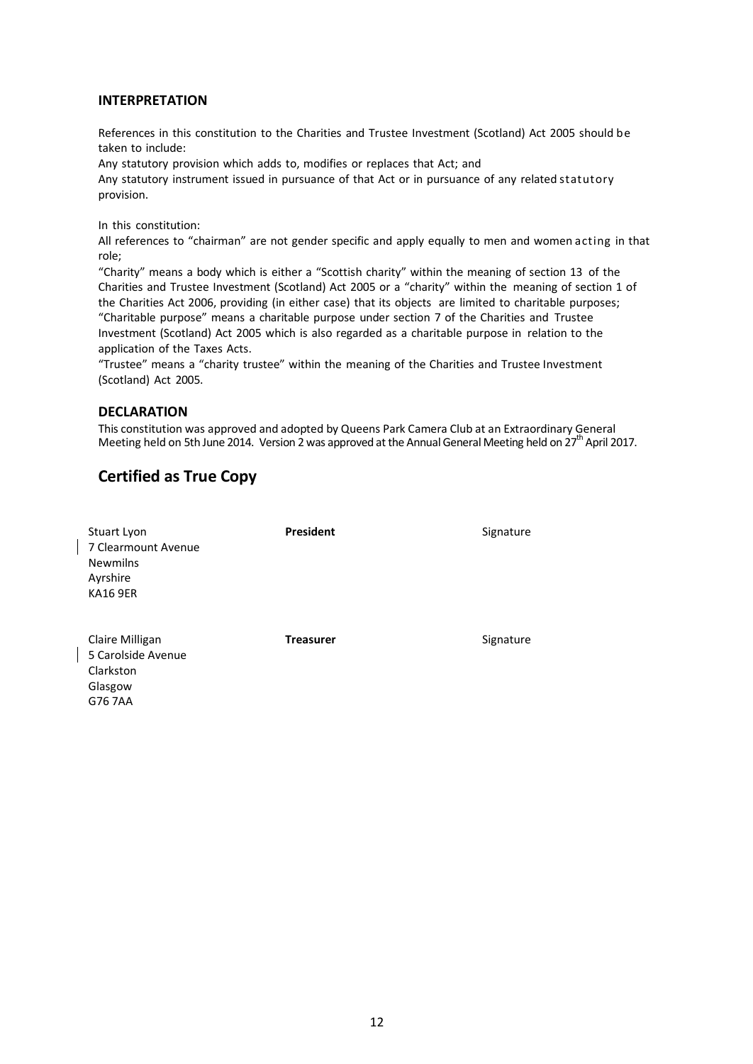### INTERPRETATION

References in this constitution to the Charities and Trustee Investment (Scotland) Act 2005 should be taken to include:

Any statutory provision which adds to, modifies or replaces that Act; and

Any statutory instrument issued in pursuance of that Act or in pursuance of any related statutory provision.

In this constitution:

All references to "chairman" are not gender specific and apply equally to men and women acting in that role;

"Charity" means a body which is either a "Scottish charity" within the meaning of section 13 of the Charities and Trustee Investment (Scotland) Act 2005 or a "charity" within the meaning of section 1 of the Charities Act 2006, providing (in either case) that its objects are limited to charitable purposes;

"Charitable purpose" means a charitable purpose under section 7 of the Charities and Trustee Investment (Scotland) Act 2005 which is also regarded as a charitable purpose in relation to the application of the Taxes Acts.

"Trustee" means a "charity trustee" within the meaning of the Charities and Trustee Investment (Scotland) Act 2005.

### DECLARATION

This constitution was approved and adopted by Queens Park Camera Club at an Extraordinary General Meeting held on 5th June 2014. Version 2 was approved at the Annual General Meeting held on 27th April 2017.

## Certified as True Copy

| | | |
|---|---|---|
| Stuart Lyon<br>7 Clearmount Avenue<br>Newmilns<br>Ayrshire<br>KA16 9ER | **President** | Signature |
| Claire Milligan<br>5 Carolside Avenue<br>Clarkston<br>Glasgow<br>G76 7AA | **Treasurer** | Signature |